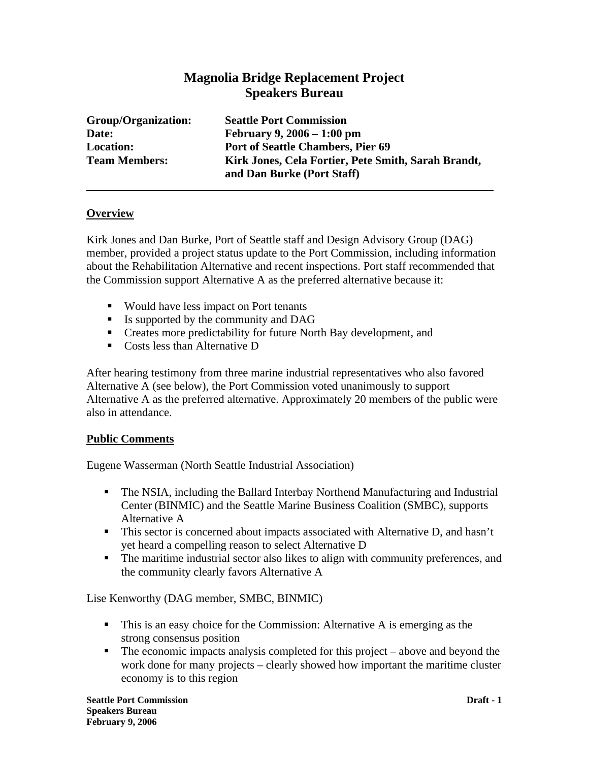# Magnolia Bridge Replacement Project
# Speakers Bureau

**Group/Organization:** Seattle Port Commission
**Date:** February 9, 2006 – 1:00 pm
**Location:** Port of Seattle Chambers, Pier 69
**Team Members:** Kirk Jones, Cela Fortier, Pete Smith, Sarah Brandt, and Dan Burke (Port Staff)

---

## Overview

Kirk Jones and Dan Burke, Port of Seattle staff and Design Advisory Group (DAG) member, provided a project status update to the Port Commission, including information about the Rehabilitation Alternative and recent inspections. Port staff recommended that the Commission support Alternative A as the preferred alternative because it:

- Would have less impact on Port tenants
- Is supported by the community and DAG
- Creates more predictability for future North Bay development, and
- Costs less than Alternative D

After hearing testimony from three marine industrial representatives who also favored Alternative A (see below), the Port Commission voted unanimously to support Alternative A as the preferred alternative. Approximately 20 members of the public were also in attendance.

## Public Comments

Eugene Wasserman (North Seattle Industrial Association)

- The NSIA, including the Ballard Interbay Northend Manufacturing and Industrial Center (BINMIC) and the Seattle Marine Business Coalition (SMBC), supports Alternative A
- This sector is concerned about impacts associated with Alternative D, and hasn't yet heard a compelling reason to select Alternative D
- The maritime industrial sector also likes to align with community preferences, and the community clearly favors Alternative A

Lise Kenworthy (DAG member, SMBC, BINMIC)

- This is an easy choice for the Commission: Alternative A is emerging as the strong consensus position
- The economic impacts analysis completed for this project – above and beyond the work done for many projects – clearly showed how important the maritime cluster economy is to this region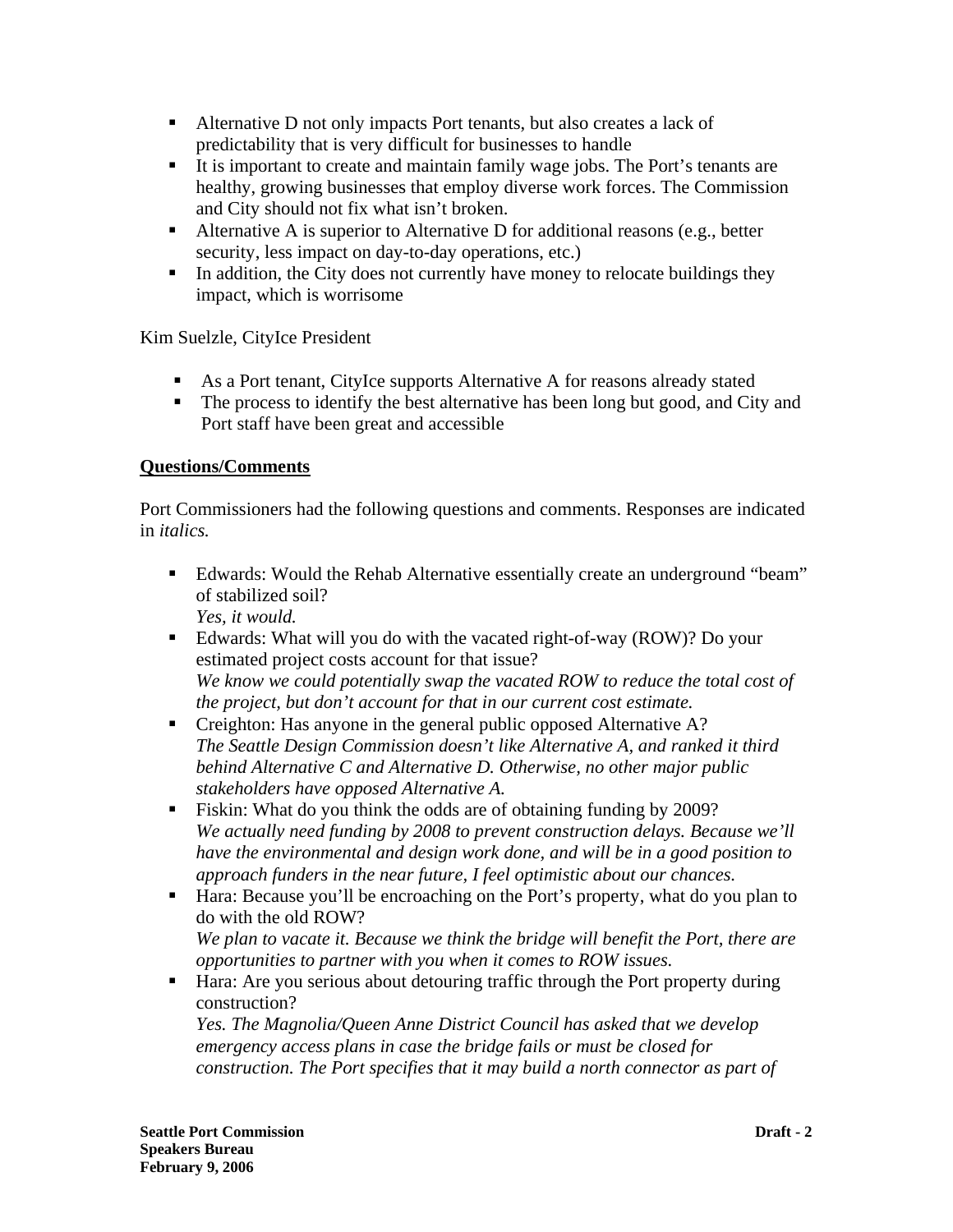- Alternative D not only impacts Port tenants, but also creates a lack of predictability that is very difficult for businesses to handle
- It is important to create and maintain family wage jobs. The Port's tenants are healthy, growing businesses that employ diverse work forces. The Commission and City should not fix what isn't broken.
- Alternative A is superior to Alternative D for additional reasons (e.g., better security, less impact on day-to-day operations, etc.)
- In addition, the City does not currently have money to relocate buildings they impact, which is worrisome

Kim Suelzle, CityIce President

- As a Port tenant, CityIce supports Alternative A for reasons already stated
- The process to identify the best alternative has been long but good, and City and Port staff have been great and accessible

## Questions/Comments

Port Commissioners had the following questions and comments. Responses are indicated in *italics.*

- Edwards: Would the Rehab Alternative essentially create an underground "beam" of stabilized soil?
  *Yes, it would.*
- Edwards: What will you do with the vacated right-of-way (ROW)? Do your estimated project costs account for that issue?
  *We know we could potentially swap the vacated ROW to reduce the total cost of the project, but don't account for that in our current cost estimate.*
- Creighton: Has anyone in the general public opposed Alternative A?
  *The Seattle Design Commission doesn't like Alternative A, and ranked it third behind Alternative C and Alternative D. Otherwise, no other major public stakeholders have opposed Alternative A.*
- Fiskin: What do you think the odds are of obtaining funding by 2009?
  *We actually need funding by 2008 to prevent construction delays. Because we'll have the environmental and design work done, and will be in a good position to approach funders in the near future, I feel optimistic about our chances.*
- Hara: Because you'll be encroaching on the Port's property, what do you plan to do with the old ROW?
  *We plan to vacate it. Because we think the bridge will benefit the Port, there are opportunities to partner with you when it comes to ROW issues.*
- Hara: Are you serious about detouring traffic through the Port property during construction?
  *Yes. The Magnolia/Queen Anne District Council has asked that we develop emergency access plans in case the bridge fails or must be closed for construction. The Port specifies that it may build a north connector as part of*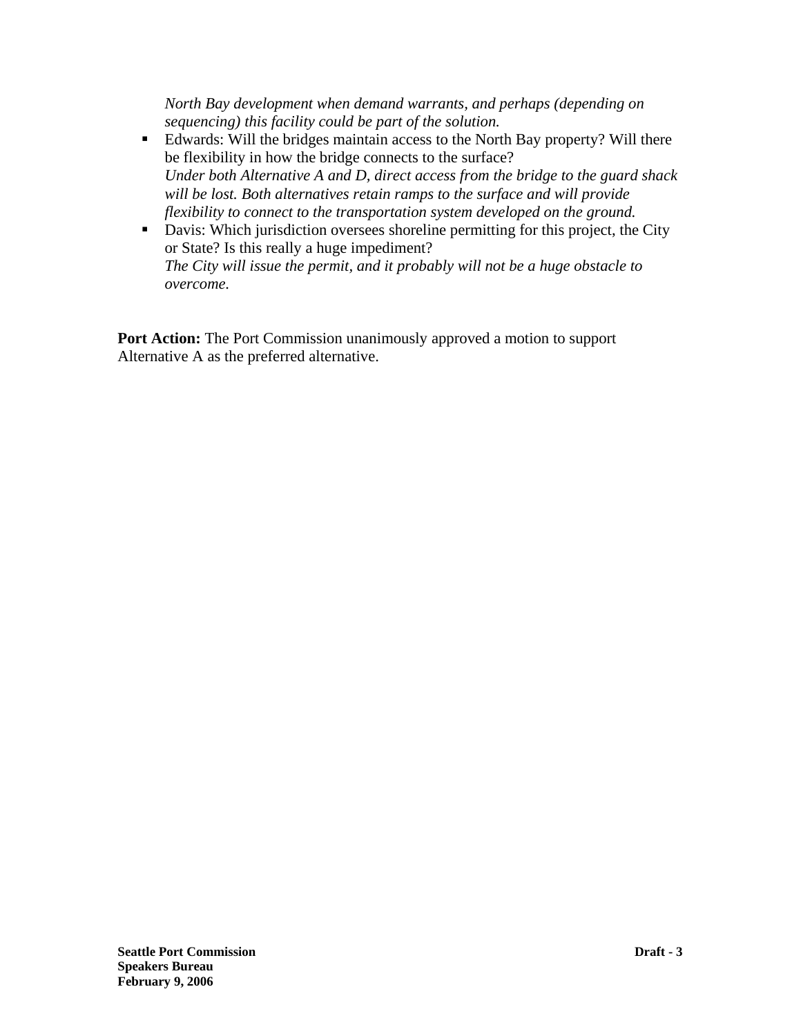*North Bay development when demand warrants, and perhaps (depending on sequencing) this facility could be part of the solution.*

- Edwards: Will the bridges maintain access to the North Bay property? Will there be flexibility in how the bridge connects to the surface?
  *Under both Alternative A and D, direct access from the bridge to the guard shack will be lost. Both alternatives retain ramps to the surface and will provide flexibility to connect to the transportation system developed on the ground.*
- Davis: Which jurisdiction oversees shoreline permitting for this project, the City or State? Is this really a huge impediment?
  *The City will issue the permit, and it probably will not be a huge obstacle to overcome.*

**Port Action:** The Port Commission unanimously approved a motion to support Alternative A as the preferred alternative.